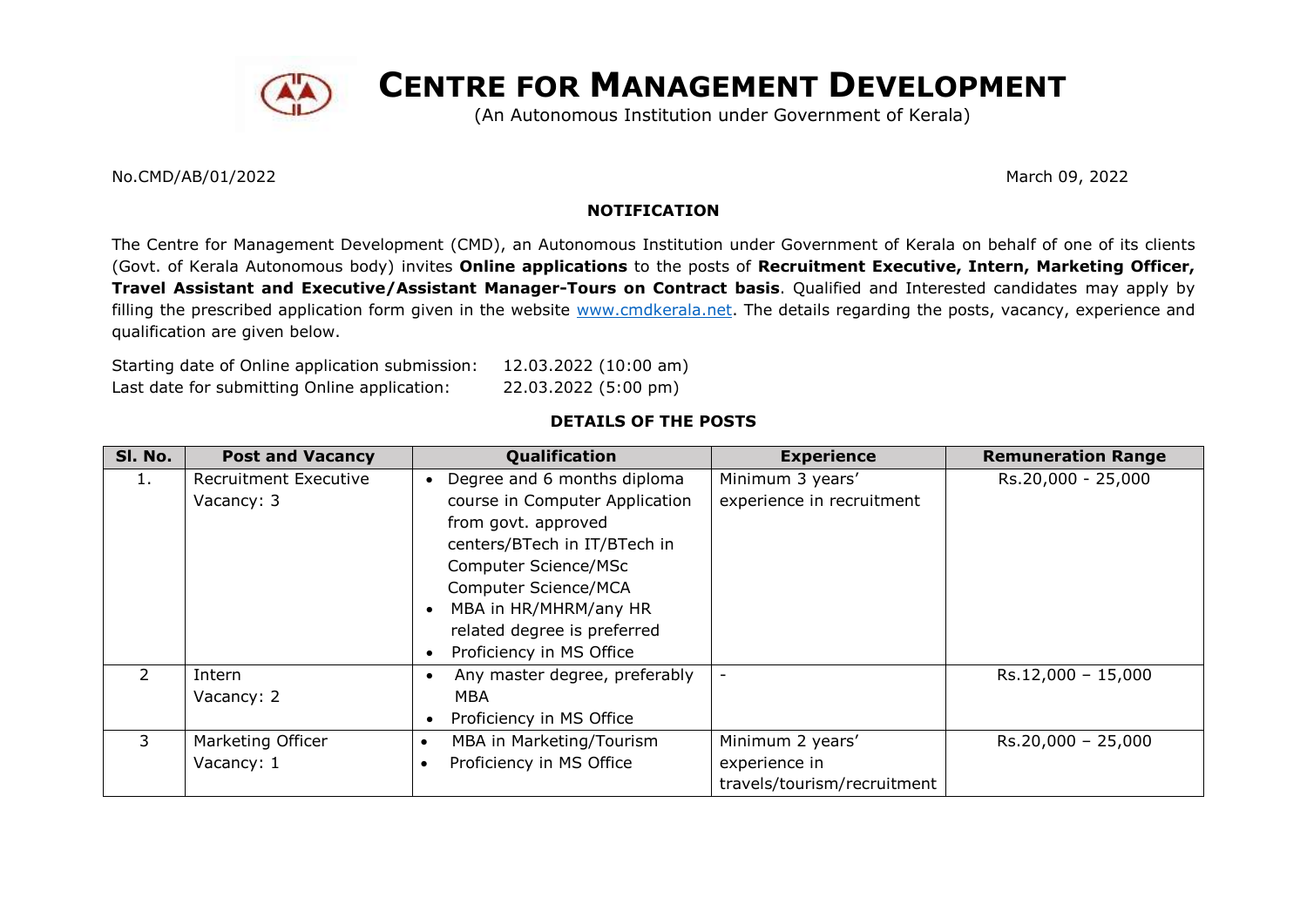# CENTRE FOR MANAGEMENT DEVELOPMENT

(An Autonomous Institution under Government of Kerala)

No.CMD/AB/01/2022

March 09, 2022

## NOTIFICATION

The Centre for Management Development (CMD), an Autonomous Institution under Government of Kerala on behalf of one of its clients (Govt. of Kerala Autonomous body) invites **Online applications** to the posts of **Recruitment Executive, Intern, Marketing Officer, Travel Assistant and Executive/Assistant Manager-Tours on Contract basis**. Qualified and Interested candidates may apply by filling the prescribed application form given in the website www.cmdkerala.net. The details regarding the posts, vacancy, experience and qualification are given below.

Starting date of Online application submission: 12.03.2022 (10:00 am)
Last date for submitting Online application: 22.03.2022 (5:00 pm)

### DETAILS OF THE POSTS

| Sl. No. | Post and Vacancy | Qualification | Experience | Remuneration Range |
|---|---|---|---|---|
| 1. | Recruitment Executive<br>Vacancy: 3 | • Degree and 6 months diploma course in Computer Application from govt. approved centers/BTech in IT/BTech in Computer Science/MSc Computer Science/MCA<br>• MBA in HR/MHRM/any HR related degree is preferred<br>• Proficiency in MS Office | Minimum 3 years' experience in recruitment | Rs.20,000 - 25,000 |
| 2 | Intern<br>Vacancy: 2 | • Any master degree, preferably MBA<br>• Proficiency in MS Office | - | Rs.12,000 – 15,000 |
| 3 | Marketing Officer<br>Vacancy: 1 | • MBA in Marketing/Tourism<br>• Proficiency in MS Office | Minimum 2 years' experience in travels/tourism/recruitment | Rs.20,000 – 25,000 |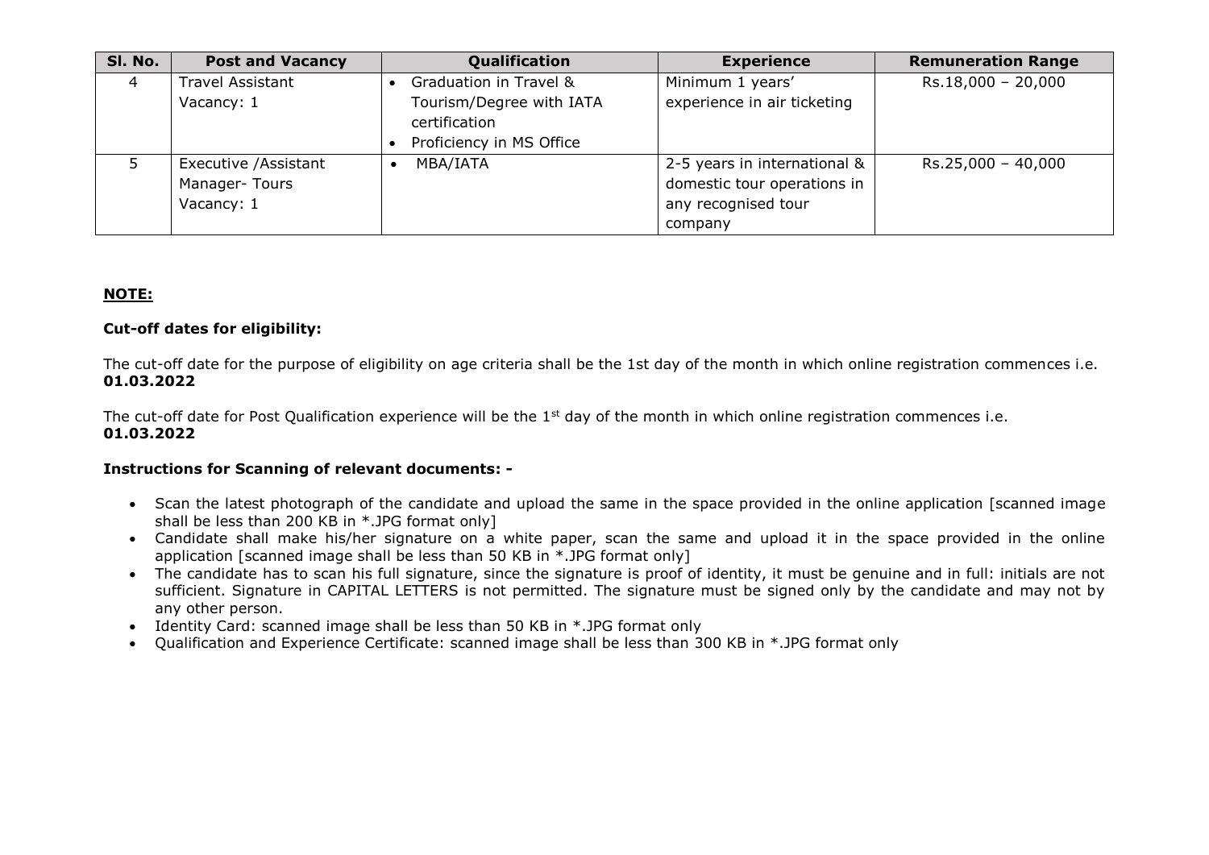| Sl. No. | Post and Vacancy | Qualification | Experience | Remuneration Range |
|---|---|---|---|---|
| 4 | Travel Assistant<br>Vacancy: 1 | • Graduation in Travel & Tourism/Degree with IATA certification<br>• Proficiency in MS Office | Minimum 1 years' experience in air ticketing | Rs.18,000 – 20,000 |
| 5 | Executive /Assistant Manager- Tours<br>Vacancy: 1 | • MBA/IATA | 2-5 years in international & domestic tour operations in any recognised tour company | Rs.25,000 – 40,000 |

**NOTE:**

**Cut-off dates for eligibility:**

The cut-off date for the purpose of eligibility on age criteria shall be the 1st day of the month in which online registration commences i.e. **01.03.2022**

The cut-off date for Post Qualification experience will be the 1st day of the month in which online registration commences i.e. **01.03.2022**

**Instructions for Scanning of relevant documents: -**

- Scan the latest photograph of the candidate and upload the same in the space provided in the online application [scanned image shall be less than 200 KB in *.JPG format only]
- Candidate shall make his/her signature on a white paper, scan the same and upload it in the space provided in the online application [scanned image shall be less than 50 KB in *.JPG format only]
- The candidate has to scan his full signature, since the signature is proof of identity, it must be genuine and in full: initials are not sufficient. Signature in CAPITAL LETTERS is not permitted. The signature must be signed only by the candidate and may not by any other person.
- Identity Card: scanned image shall be less than 50 KB in *.JPG format only
- Qualification and Experience Certificate: scanned image shall be less than 300 KB in *.JPG format only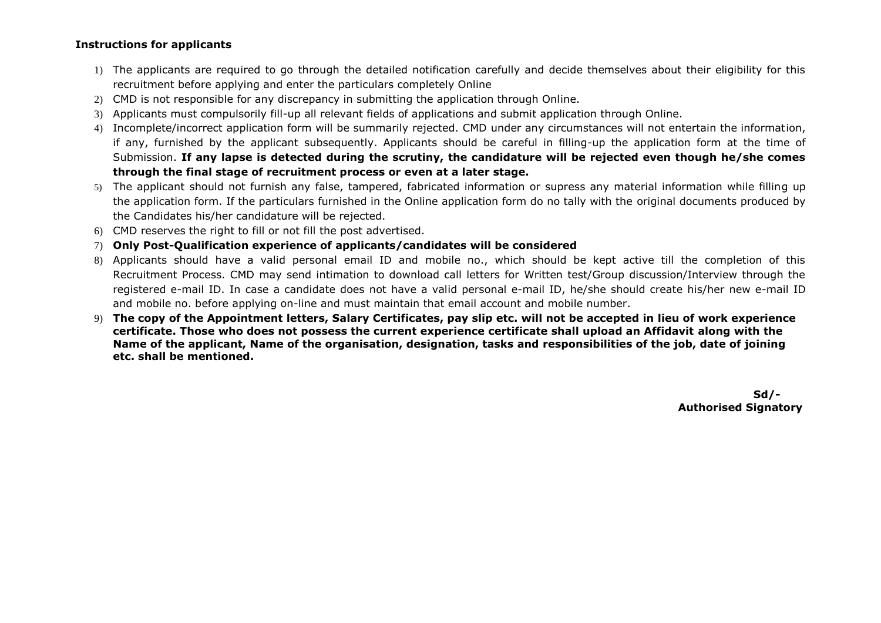**Instructions for applicants**

1) The applicants are required to go through the detailed notification carefully and decide themselves about their eligibility for this recruitment before applying and enter the particulars completely Online
2) CMD is not responsible for any discrepancy in submitting the application through Online.
3) Applicants must compulsorily fill-up all relevant fields of applications and submit application through Online.
4) Incomplete/incorrect application form will be summarily rejected. CMD under any circumstances will not entertain the information, if any, furnished by the applicant subsequently. Applicants should be careful in filling-up the application form at the time of Submission. **If any lapse is detected during the scrutiny, the candidature will be rejected even though he/she comes through the final stage of recruitment process or even at a later stage.**
5) The applicant should not furnish any false, tampered, fabricated information or supress any material information while filling up the application form. If the particulars furnished in the Online application form do no tally with the original documents produced by the Candidates his/her candidature will be rejected.
6) CMD reserves the right to fill or not fill the post advertised.
7) **Only Post-Qualification experience of applicants/candidates will be considered**
8) Applicants should have a valid personal email ID and mobile no., which should be kept active till the completion of this Recruitment Process. CMD may send intimation to download call letters for Written test/Group discussion/Interview through the registered e-mail ID. In case a candidate does not have a valid personal e-mail ID, he/she should create his/her new e-mail ID and mobile no. before applying on-line and must maintain that email account and mobile number.
9) **The copy of the Appointment letters, Salary Certificates, pay slip etc. will not be accepted in lieu of work experience certificate. Those who does not possess the current experience certificate shall upload an Affidavit along with the Name of the applicant, Name of the organisation, designation, tasks and responsibilities of the job, date of joining etc. shall be mentioned.**

**Sd/-**
**Authorised Signatory**